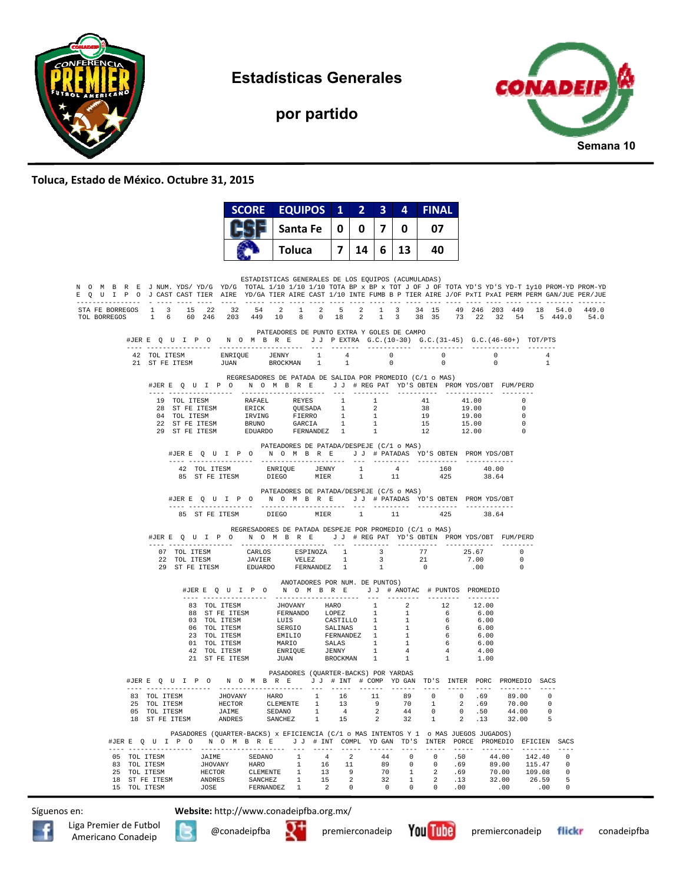# Estadísticas Generales

## por partido

Semana 10

**Toluca, Estado de México. Octubre 31, 2015**

| SCORE | EQUIPOS | 1 | 2 | 3 | 4 | FINAL |
|---|---|---|---|---|---|---|
| CSF | Santa Fe | 0 | 0 | 7 | 0 | 07 |
| | Toluca | 7 | 14 | 6 | 13 | 40 |

### ESTADISTICAS GENERALES DE LOS EQUIPOS (ACUMULADAS)

| NOMBRE EQUIPO | J J | NUM. CAST | YDS/ CAST | YD/G TIER | YD/G AIRE | TOTAL YD/GA | 1/10 TIER | 1/10 AIRE | 1/10 CAST | TOTA 1/10 | BP x INTE | BP x FUMB | TOT B P | J OF TIER | J OF AIRE | TOTA J/OF | YD'S PxTI | YD'S PxAI | YD-T PERM | 1y10 PERM | PROM-YD GAN/JUE | PROM-YD PER/JUE |
|---|---|---|---|---|---|---|---|---|---|---|---|---|---|---|---|---|---|---|---|---|---|---|
| STA FE BORREGOS | 1 | 3 | 15 | 22 | 32 | 54 | 2 | 1 | 2 | 5 | 2 | 1 | 3 | 34 | 15 | 49 | 246 | 203 | 449 | 18 | 54.0 | 449.0 |
| TOL BORREGOS | 1 | 6 | 60 | 246 | 203 | 449 | 10 | 8 | 0 | 18 | 2 | 1 | 3 | 38 | 35 | 73 | 22 | 32 | 54 | 5 | 449.0 | 54.0 |

### PATEADORES DE PUNTO EXTRA Y GOLES DE CAMPO

| #JER | EQUIPO | NOMBRE | | J J | P EXTRA | G.C.(10-30) | G.C.(31-45) | G.C.(46-60+) | TOT/PTS |
|---|---|---|---|---|---|---|---|---|---|
| 42 | TOL ITESM | ENRIQUE | JENNY | 1 | 4 | 0 | 0 | 0 | 4 |
| 21 | ST FE ITESM | JUAN | BROCKMAN | 1 | 1 | 0 | 0 | 0 | 1 |

### REGRESADORES DE PATADA DE SALIDA POR PROMEDIO (C/1 o MAS)

| #JER | EQUIPO | NOMBRE | | J J | # REG PAT | YD'S OBTEN | PROM YDS/OBT | FUM/PERD |
|---|---|---|---|---|---|---|---|---|
| 19 | TOL ITESM | RAFAEL | REYES | 1 | 1 | 41 | 41.00 | 0 |
| 28 | ST FE ITESM | ERICK | QUESADA | 1 | 2 | 38 | 19.00 | 0 |
| 04 | TOL ITESM | IRVING | FIERRO | 1 | 1 | 19 | 19.00 | 0 |
| 22 | ST FE ITESM | BRUNO | GARCIA | 1 | 1 | 15 | 15.00 | 0 |
| 29 | ST FE ITESM | EDUARDO | FERNANDEZ | 1 | 1 | 12 | 12.00 | 0 |

### PATEADORES DE PATADA/DESPEJE (C/1 o MAS)

| #JER | EQUIPO | NOMBRE | | J J | # PATADAS | YD'S OBTEN | PROM YDS/OBT |
|---|---|---|---|---|---|---|---|
| 42 | TOL ITESM | ENRIQUE | JENNY | 1 | 4 | 160 | 40.00 |
| 85 | ST FE ITESM | DIEGO | MIER | 1 | 11 | 425 | 38.64 |

### PATEADORES DE PATADA/DESPEJE (C/5 o MAS)

| #JER | EQUIPO | NOMBRE | | J J | # PATADAS | YD'S OBTEN | PROM YDS/OBT |
|---|---|---|---|---|---|---|---|
| 85 | ST FE ITESM | DIEGO | MIER | 1 | 11 | 425 | 38.64 |

### REGRESADORES DE PATADA DESPEJE POR PROMEDIO (C/1 o MAS)

| #JER | EQUIPO | NOMBRE | | J J | # REG PAT | YD'S OBTEN | PROM YDS/OBT | FUM/PERD |
|---|---|---|---|---|---|---|---|---|
| 07 | TOL ITESM | CARLOS | ESPINOZA | 1 | 3 | 77 | 25.67 | 0 |
| 22 | TOL ITESM | JAVIER | VELEZ | 1 | 3 | 21 | 7.00 | 0 |
| 29 | ST FE ITESM | EDUARDO | FERNANDEZ | 1 | 1 | 0 | .00 | 0 |

### ANOTADORES POR NUM. DE PUNTOS)

| #JER | EQUIPO | NOMBRE | | J J | # ANOTAC | # PUNTOS | PROMEDIO |
|---|---|---|---|---|---|---|---|
| 83 | TOL ITESM | JHOVANY | HARO | 1 | 2 | 12 | 12.00 |
| 88 | ST FE ITESM | FERNANDO | LOPEZ | 1 | 1 | 6 | 6.00 |
| 03 | TOL ITESM | LUIS | CASTILLO | 1 | 1 | 6 | 6.00 |
| 06 | TOL ITESM | SERGIO | SALINAS | 1 | 1 | 6 | 6.00 |
| 23 | TOL ITESM | EMILIO | FERNANDEZ | 1 | 1 | 6 | 6.00 |
| 01 | TOL ITESM | MARIO | SALAS | 1 | 1 | 6 | 6.00 |
| 42 | TOL ITESM | ENRIQUE | JENNY | 1 | 4 | 4 | 4.00 |
| 21 | ST FE ITESM | JUAN | BROCKMAN | 1 | 1 | 1 | 1.00 |

### PASADORES (QUARTER-BACKS) POR YARDAS

| #JER | EQUIPO | NOMBRE | | J J | # INT | # COMP | YD GAN | TD'S | INTER | PORC | PROMEDIO | SACS |
|---|---|---|---|---|---|---|---|---|---|---|---|---|
| 83 | TOL ITESM | JHOVANY | HARO | 1 | 16 | 11 | 89 | 0 | 0 | .69 | 89.00 | 0 |
| 25 | TOL ITESM | HECTOR | CLEMENTE | 1 | 13 | 9 | 70 | 1 | 2 | .69 | 70.00 | 0 |
| 05 | TOL ITESM | JAIME | SEDANO | 1 | 4 | 2 | 44 | 0 | 0 | .50 | 44.00 | 0 |
| 18 | ST FE ITESM | ANDRES | SANCHEZ | 1 | 15 | 2 | 32 | 1 | 2 | .13 | 32.00 | 5 |

### PASADORES (QUARTER-BACKS) x EFICIENCIA (C/1 o MAS INTENTOS Y 1 o MAS JUEGOS JUGADOS)

| #JER | EQUIPO | NOMBRE | | J J | # INT | COMPL | YD GAN | TD'S | INTER | PORCE | PROMEDIO | EFICIEN | SACS |
|---|---|---|---|---|---|---|---|---|---|---|---|---|---|
| 05 | TOL ITESM | JAIME | SEDANO | 1 | 4 | 2 | 44 | 0 | 0 | .50 | 44.00 | 142.40 | 0 |
| 83 | TOL ITESM | JHOVANY | HARO | 1 | 16 | 11 | 89 | 0 | 0 | .69 | 89.00 | 115.47 | 0 |
| 25 | TOL ITESM | HECTOR | CLEMENTE | 1 | 13 | 9 | 70 | 1 | 2 | .69 | 70.00 | 109.08 | 0 |
| 18 | ST FE ITESM | ANDRES | SANCHEZ | 1 | 15 | 2 | 32 | 1 | 2 | .13 | 32.00 | 26.59 | 5 |
| 15 | TOL ITESM | JOSE | FERNANDEZ | 1 | 2 | 0 | 0 | 0 | 0 | .00 | .00 | .00 | 0 |

Síguenos en: **Website:** http://www.conadeipfba.org.mx/

Liga Premier de Futbol Americano Conadeip | @conadeipfba | premierconadeip | premierconadeip | conadeipfba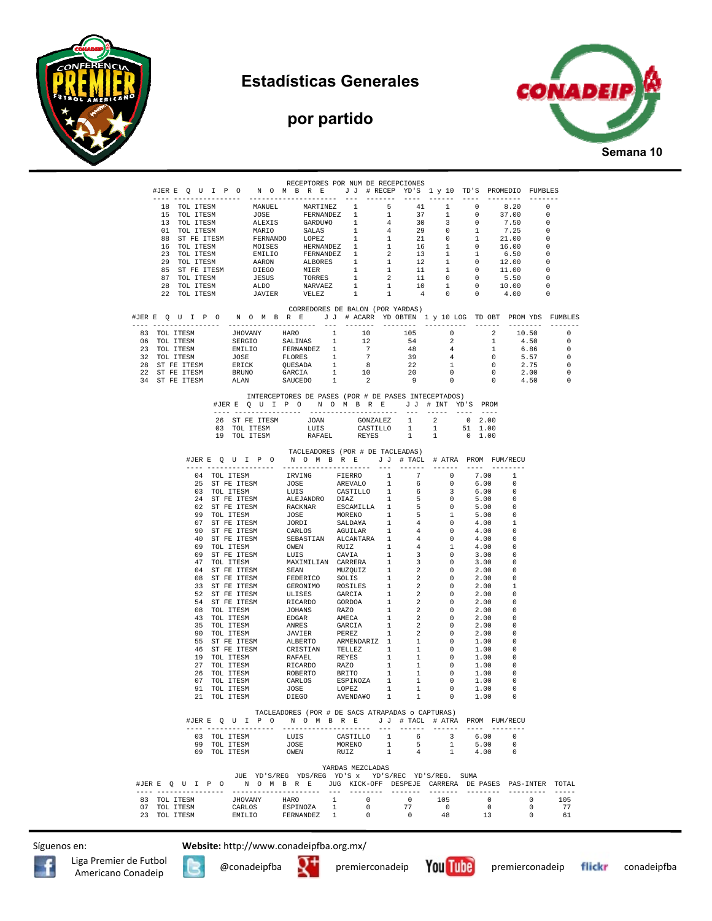# Estadísticas Generales

## por partido

**Semana 10**

### RECEPTORES POR NUM DE RECEPCIONES

| #JER | E Q U I P O | N O M B R E | | J J | # RECEP | YD'S | 1 y 10 | TD'S | PROMEDIO | FUMBLES |
|---|---|---|---|---|---|---|---|---|---|---|
| 18 | TOL ITESM | MANUEL | MARTINEZ | 1 | 5 | 41 | 1 | 0 | 8.20 | 0 |
| 15 | TOL ITESM | JOSE | FERNANDEZ | 1 | 1 | 37 | 1 | 0 | 37.00 | 0 |
| 13 | TOL ITESM | ALEXIS | GARDU¥O | 1 | 4 | 30 | 3 | 0 | 7.50 | 0 |
| 01 | TOL ITESM | MARIO | SALAS | 1 | 4 | 29 | 0 | 1 | 7.25 | 0 |
| 88 | ST FE ITESM | FERNANDO | LOPEZ | 1 | 1 | 21 | 0 | 1 | 21.00 | 0 |
| 16 | TOL ITESM | MOISES | HERNANDEZ | 1 | 1 | 16 | 1 | 0 | 16.00 | 0 |
| 23 | TOL ITESM | EMILIO | FERNANDEZ | 1 | 2 | 13 | 1 | 1 | 6.50 | 0 |
| 29 | TOL ITESM | AARON | ALBORES | 1 | 1 | 12 | 1 | 0 | 12.00 | 0 |
| 85 | ST FE ITESM | DIEGO | MIER | 1 | 1 | 11 | 1 | 0 | 11.00 | 0 |
| 87 | TOL ITESM | JESUS | TORRES | 1 | 2 | 11 | 0 | 0 | 5.50 | 0 |
| 28 | TOL ITESM | ALDO | NARVAEZ | 1 | 1 | 10 | 1 | 0 | 10.00 | 0 |
| 22 | TOL ITESM | JAVIER | VELEZ | 1 | 1 | 4 | 0 | 0 | 4.00 | 0 |

### CORREDORES DE BALON (POR YARDAS)

| #JER | E Q U I P O | N O M B R E | | J J | # ACARR | YD OBTEN | 1 y 10 LOG | TD OBT | PROM YDS | FUMBLES |
|---|---|---|---|---|---|---|---|---|---|---|
| 83 | TOL ITESM | JHOVANY | HARO | 1 | 10 | 105 | 0 | 2 | 10.50 | 0 |
| 06 | TOL ITESM | SERGIO | SALINAS | 1 | 12 | 54 | 2 | 1 | 4.50 | 0 |
| 23 | TOL ITESM | EMILIO | FERNANDEZ | 1 | 7 | 48 | 4 | 1 | 6.86 | 0 |
| 32 | TOL ITESM | JOSE | FLORES | 1 | 7 | 39 | 4 | 0 | 5.57 | 0 |
| 28 | ST FE ITESM | ERICK | QUESADA | 1 | 8 | 22 | 1 | 0 | 2.75 | 0 |
| 22 | ST FE ITESM | BRUNO | GARCIA | 1 | 10 | 20 | 0 | 0 | 2.00 | 0 |
| 34 | ST FE ITESM | ALAN | SAUCEDO | 1 | 2 | 9 | 0 | 0 | 4.50 | 0 |

### INTERCEPTORES DE PASES (POR # DE PASES INTECEPTADOS)

| #JER | E Q U I P O | N O M B R E | | J J | # INT | YD'S | PROM |
|---|---|---|---|---|---|---|---|
| 26 | ST FE ITESM | JOAN | GONZALEZ | 1 | 2 | 0 | 2.00 |
| 03 | TOL ITESM | LUIS | CASTILLO | 1 | 1 | 51 | 1.00 |
| 19 | TOL ITESM | RAFAEL | REYES | 1 | 1 | 0 | 1.00 |

### TACLEADORES (POR # DE TACLEADAS)

| #JER | E Q U I P O | N O M B R E | | J J | # TACL | # ATRA | PROM | FUM/RECU |
|---|---|---|---|---|---|---|---|---|
| 04 | TOL ITESM | IRVING | FIERRO | 1 | 7 | 0 | 7.00 | 1 |
| 25 | ST FE ITESM | JOSE | AREVALO | 1 | 6 | 0 | 6.00 | 0 |
| 03 | TOL ITESM | LUIS | CASTILLO | 1 | 6 | 3 | 6.00 | 0 |
| 24 | ST FE ITESM | ALEJANDRO | DIAZ | 1 | 5 | 0 | 5.00 | 0 |
| 02 | ST FE ITESM | RACKNAR | ESCAMILLA | 1 | 5 | 0 | 5.00 | 0 |
| 99 | TOL ITESM | JOSE | MORENO | 1 | 5 | 1 | 5.00 | 0 |
| 07 | ST FE ITESM | JORDI | SALDA¥A | 1 | 4 | 0 | 4.00 | 1 |
| 90 | ST FE ITESM | CARLOS | AGUILAR | 1 | 4 | 0 | 4.00 | 0 |
| 40 | ST FE ITESM | SEBASTIAN | ALCANTARA | 1 | 4 | 0 | 4.00 | 0 |
| 09 | TOL ITESM | OWEN | RUIZ | 1 | 4 | 1 | 4.00 | 0 |
| 09 | ST FE ITESM | LUIS | CAVIA | 1 | 3 | 0 | 3.00 | 0 |
| 47 | TOL ITESM | MAXIMILIAN | CARRERA | 1 | 3 | 0 | 3.00 | 0 |
| 04 | ST FE ITESM | SEAN | MUZQUIZ | 1 | 2 | 0 | 2.00 | 0 |
| 08 | ST FE ITESM | FEDERICO | SOLIS | 1 | 2 | 0 | 2.00 | 0 |
| 33 | ST FE ITESM | GERONIMO | ROSILES | 1 | 2 | 0 | 2.00 | 1 |
| 52 | ST FE ITESM | ULISES | GARCIA | 1 | 2 | 0 | 2.00 | 0 |
| 54 | ST FE ITESM | RICARDO | GORDOA | 1 | 2 | 0 | 2.00 | 0 |
| 08 | TOL ITESM | JOHANS | RAZO | 1 | 2 | 0 | 2.00 | 0 |
| 43 | TOL ITESM | EDGAR | AMECA | 1 | 2 | 0 | 2.00 | 0 |
| 35 | TOL ITESM | ANRES | GARCIA | 1 | 2 | 0 | 2.00 | 0 |
| 90 | TOL ITESM | JAVIER | PEREZ | 1 | 2 | 0 | 2.00 | 0 |
| 55 | ST FE ITESM | ALBERTO | ARMENDARIZ | 1 | 1 | 0 | 1.00 | 0 |
| 46 | ST FE ITESM | CRISTIAN | TELLEZ | 1 | 1 | 0 | 1.00 | 0 |
| 19 | TOL ITESM | RAFAEL | REYES | 1 | 1 | 0 | 1.00 | 0 |
| 27 | TOL ITESM | RICARDO | RAZO | 1 | 1 | 0 | 1.00 | 0 |
| 26 | TOL ITESM | ROBERTO | BRITO | 1 | 1 | 0 | 1.00 | 0 |
| 07 | TOL ITESM | CARLOS | ESPINOZA | 1 | 1 | 0 | 1.00 | 0 |
| 91 | TOL ITESM | JOSE | LOPEZ | 1 | 1 | 0 | 1.00 | 0 |
| 21 | TOL ITESM | DIEGO | AVENDA¥O | 1 | 1 | 0 | 1.00 | 0 |

### TACLEADORES (POR # DE SACS ATRAPADAS o CAPTURAS)

| #JER | E Q U I P O | N O M B R E | | J J | # TACL | # ATRA | PROM | FUM/RECU |
|---|---|---|---|---|---|---|---|---|
| 03 | TOL ITESM | LUIS | CASTILLO | 1 | 6 | 3 | 6.00 | 0 |
| 99 | TOL ITESM | JOSE | MORENO | 1 | 5 | 1 | 5.00 | 0 |
| 09 | TOL ITESM | OWEN | RUIZ | 1 | 4 | 1 | 4.00 | 0 |

### YARDAS MEZCLADAS

| #JER | E Q U I P O | N O M B R E | | JUE JUG | YD'S/REG KICK-OFF | YDS/REG DESPEJE | YD'S x CARRERA | YD'S/REC DE PASES | YD'S/REG. PAS-INTER | SUMA TOTAL |
|---|---|---|---|---|---|---|---|---|---|---|
| 83 | TOL ITESM | JHOVANY | HARO | 1 | 0 | 0 | 105 | 0 | 0 | 105 |
| 07 | TOL ITESM | CARLOS | ESPINOZA | 1 | 0 | 77 | 0 | 0 | 0 | 77 |
| 23 | TOL ITESM | EMILIO | FERNANDEZ | 1 | 0 | 0 | 48 | 13 | 0 | 61 |

Síguenos en: **Website:** http://www.conadeipfba.org.mx/

Liga Premier de Futbol Americano Conadeip · @conadeipfba · premierconadeip · premierconadeip · conadeipfba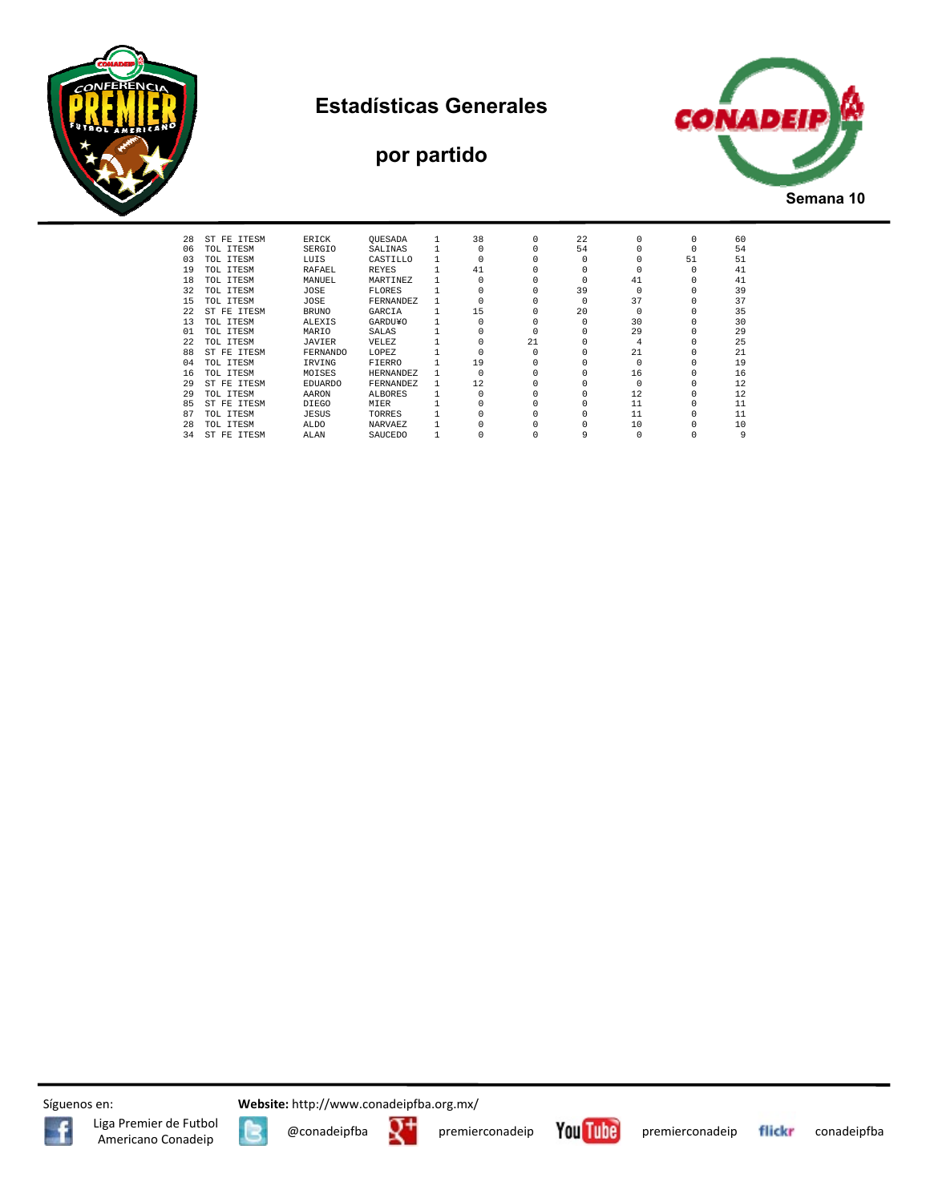# Estadísticas Generales

## por partido

Semana 10

| | | | | | | | | | | |
|---|---|---|---|---|---|---|---|---|---|---|
| 28 | ST FE ITESM | ERICK | QUESADA | 1 | 38 | 0 | 22 | 0 | 0 | 60 |
| 06 | TOL ITESM | SERGIO | SALINAS | 1 | 0 | 0 | 54 | 0 | 0 | 54 |
| 03 | TOL ITESM | LUIS | CASTILLO | 1 | 0 | 0 | 0 | 0 | 51 | 51 |
| 19 | TOL ITESM | RAFAEL | REYES | 1 | 41 | 0 | 0 | 0 | 0 | 41 |
| 18 | TOL ITESM | MANUEL | MARTINEZ | 1 | 0 | 0 | 0 | 41 | 0 | 41 |
| 32 | TOL ITESM | JOSE | FLORES | 1 | 0 | 0 | 39 | 0 | 0 | 39 |
| 15 | TOL ITESM | JOSE | FERNANDEZ | 1 | 0 | 0 | 0 | 37 | 0 | 37 |
| 22 | ST FE ITESM | BRUNO | GARCIA | 1 | 15 | 0 | 20 | 0 | 0 | 35 |
| 13 | TOL ITESM | ALEXIS | GARDU¥O | 1 | 0 | 0 | 0 | 30 | 0 | 30 |
| 01 | TOL ITESM | MARIO | SALAS | 1 | 0 | 0 | 0 | 29 | 0 | 29 |
| 22 | TOL ITESM | JAVIER | VELEZ | 1 | 0 | 21 | 0 | 4 | 0 | 25 |
| 88 | ST FE ITESM | FERNANDO | LOPEZ | 1 | 0 | 0 | 0 | 21 | 0 | 21 |
| 04 | TOL ITESM | IRVING | FIERRO | 1 | 19 | 0 | 0 | 0 | 0 | 19 |
| 16 | TOL ITESM | MOISES | HERNANDEZ | 1 | 0 | 0 | 0 | 16 | 0 | 16 |
| 29 | ST FE ITESM | EDUARDO | FERNANDEZ | 1 | 12 | 0 | 0 | 0 | 0 | 12 |
| 29 | TOL ITESM | AARON | ALBORES | 1 | 0 | 0 | 0 | 12 | 0 | 12 |
| 85 | ST FE ITESM | DIEGO | MIER | 1 | 0 | 0 | 0 | 11 | 0 | 11 |
| 87 | TOL ITESM | JESUS | TORRES | 1 | 0 | 0 | 0 | 11 | 0 | 11 |
| 28 | TOL ITESM | ALDO | NARVAEZ | 1 | 0 | 0 | 0 | 10 | 0 | 10 |
| 34 | ST FE ITESM | ALAN | SAUCEDO | 1 | 0 | 0 | 9 | 0 | 0 | 9 |

Síguenos en: Liga Premier de Futbol Americano Conadeip

**Website:** http://www.conadeipfba.org.mx/

@conadeipfba premierconadeip premierconadeip conadeipfba